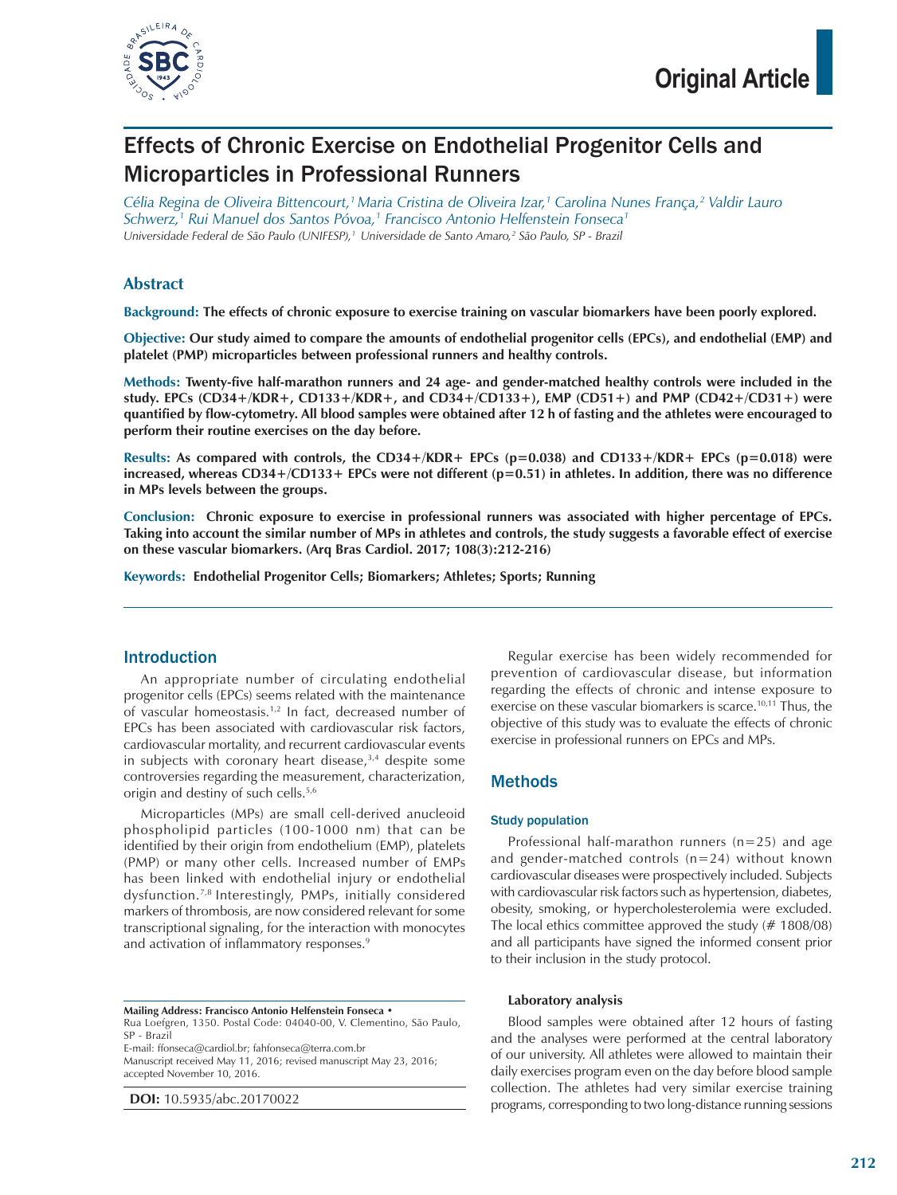Original Article

# Effects of Chronic Exercise on Endothelial Progenitor Cells and Microparticles in Professional Runners

*Célia Regina de Oliveira Bittencourt,[1] Maria Cristina de Oliveira Izar,[1] Carolina Nunes França,[2] Valdir Lauro Schwerz,[1] Rui Manuel dos Santos Póvoa,[1] Francisco Antonio Helfenstein Fonseca[1]*

*Universidade Federal de São Paulo (UNIFESP),[1] Universidade de Santo Amaro,[2] São Paulo, SP - Brazil*

## Abstract

**Background: The effects of chronic exposure to exercise training on vascular biomarkers have been poorly explored.**

**Objective: Our study aimed to compare the amounts of endothelial progenitor cells (EPCs), and endothelial (EMP) and platelet (PMP) microparticles between professional runners and healthy controls.**

**Methods: Twenty-five half-marathon runners and 24 age- and gender-matched healthy controls were included in the study. EPCs (CD34+/KDR+, CD133+/KDR+, and CD34+/CD133+), EMP (CD51+) and PMP (CD42+/CD31+) were quantified by flow-cytometry. All blood samples were obtained after 12 h of fasting and the athletes were encouraged to perform their routine exercises on the day before.**

**Results: As compared with controls, the CD34+/KDR+ EPCs (p=0.038) and CD133+/KDR+ EPCs (p=0.018) were increased, whereas CD34+/CD133+ EPCs were not different (p=0.51) in athletes. In addition, there was no difference in MPs levels between the groups.**

**Conclusion: Chronic exposure to exercise in professional runners was associated with higher percentage of EPCs. Taking into account the similar number of MPs in athletes and controls, the study suggests a favorable effect of exercise on these vascular biomarkers. (Arq Bras Cardiol. 2017; 108(3):212-216)**

**Keywords: Endothelial Progenitor Cells; Biomarkers; Athletes; Sports; Running**

## Introduction

An appropriate number of circulating endothelial progenitor cells (EPCs) seems related with the maintenance of vascular homeostasis.[1,2] In fact, decreased number of EPCs has been associated with cardiovascular risk factors, cardiovascular mortality, and recurrent cardiovascular events in subjects with coronary heart disease,[3,4] despite some controversies regarding the measurement, characterization, origin and destiny of such cells.[5,6]

Microparticles (MPs) are small cell-derived anucleoid phospholipid particles (100-1000 nm) that can be identified by their origin from endothelium (EMP), platelets (PMP) or many other cells. Increased number of EMPs has been linked with endothelial injury or endothelial dysfunction.[7,8] Interestingly, PMPs, initially considered markers of thrombosis, are now considered relevant for some transcriptional signaling, for the interaction with monocytes and activation of inflammatory responses.[9]

Regular exercise has been widely recommended for prevention of cardiovascular disease, but information regarding the effects of chronic and intense exposure to exercise on these vascular biomarkers is scarce.[10,11] Thus, the objective of this study was to evaluate the effects of chronic exercise in professional runners on EPCs and MPs.

## Methods

### Study population

Professional half-marathon runners (n=25) and age and gender-matched controls (n=24) without known cardiovascular diseases were prospectively included. Subjects with cardiovascular risk factors such as hypertension, diabetes, obesity, smoking, or hypercholesterolemia were excluded. The local ethics committee approved the study (# 1808/08) and all participants have signed the informed consent prior to their inclusion in the study protocol.

#### Laboratory analysis

Blood samples were obtained after 12 hours of fasting and the analyses were performed at the central laboratory of our university. All athletes were allowed to maintain their daily exercises program even on the day before blood sample collection. The athletes had very similar exercise training programs, corresponding to two long-distance running sessions

**Mailing Address: Francisco Antonio Helfenstein Fonseca •**
Rua Loefgren, 1350. Postal Code: 04040-00, V. Clementino, São Paulo, SP - Brazil
E-mail: ffonseca@cardiol.br; fahfonseca@terra.com.br
Manuscript received May 11, 2016; revised manuscript May 23, 2016; accepted November 10, 2016.

**DOI:** 10.5935/abc.20170022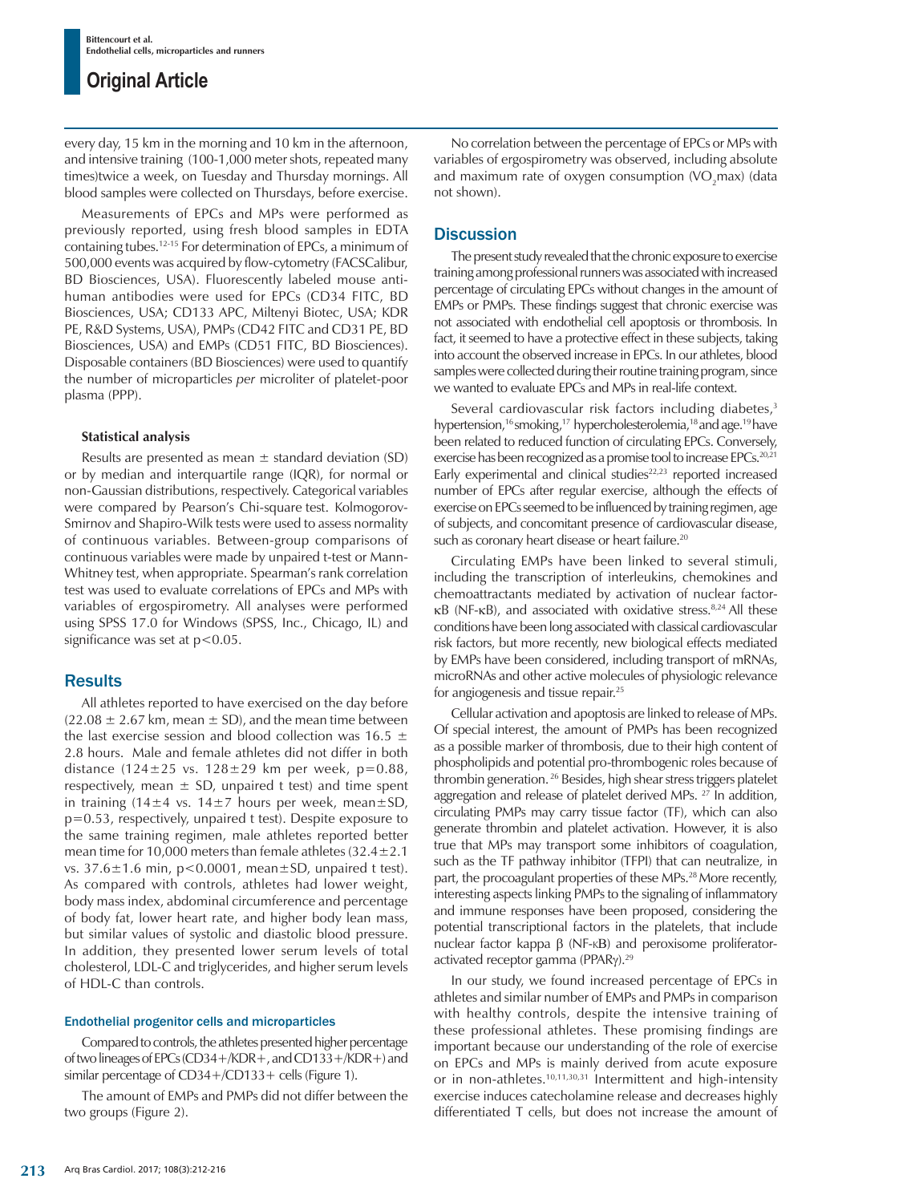every day, 15 km in the morning and 10 km in the afternoon, and intensive training (100-1,000 meter shots, repeated many times)twice a week, on Tuesday and Thursday mornings. All blood samples were collected on Thursdays, before exercise.

Measurements of EPCs and MPs were performed as previously reported, using fresh blood samples in EDTA containing tubes.[12-15] For determination of EPCs, a minimum of 500,000 events was acquired by flow-cytometry (FACSCalibur, BD Biosciences, USA). Fluorescently labeled mouse anti-human antibodies were used for EPCs (CD34 FITC, BD Biosciences, USA; CD133 APC, Miltenyi Biotec, USA; KDR PE, R&D Systems, USA), PMPs (CD42 FITC and CD31 PE, BD Biosciences, USA) and EMPs (CD51 FITC, BD Biosciences). Disposable containers (BD Biosciences) were used to quantify the number of microparticles *per* microliter of platelet-poor plasma (PPP).

#### Statistical analysis

Results are presented as mean ± standard deviation (SD) or by median and interquartile range (IQR), for normal or non-Gaussian distributions, respectively. Categorical variables were compared by Pearson's Chi-square test. Kolmogorov-Smirnov and Shapiro-Wilk tests were used to assess normality of continuous variables. Between-group comparisons of continuous variables were made by unpaired t-test or Mann-Whitney test, when appropriate. Spearman's rank correlation test was used to evaluate correlations of EPCs and MPs with variables of ergospirometry. All analyses were performed using SPSS 17.0 for Windows (SPSS, Inc., Chicago, IL) and significance was set at $p<0.05$.

## Results

All athletes reported to have exercised on the day before ($22.08 \pm 2.67$ km, mean ± SD), and the mean time between the last exercise session and blood collection was $16.5 \pm 2.8$ hours. Male and female athletes did not differ in both distance ($124\pm25$ vs. $128\pm29$ km per week, $p=0.88$, respectively, mean ± SD, unpaired t test) and time spent in training ($14\pm4$ vs. $14\pm7$ hours per week, mean±SD, $p=0.53$, respectively, unpaired t test). Despite exposure to the same training regimen, male athletes reported better mean time for 10,000 meters than female athletes ($32.4\pm2.1$ vs. $37.6\pm1.6$ min, $p<0.0001$, mean±SD, unpaired t test). As compared with controls, athletes had lower weight, body mass index, abdominal circumference and percentage of body fat, lower heart rate, and higher body lean mass, but similar values of systolic and diastolic blood pressure. In addition, they presented lower serum levels of total cholesterol, LDL-C and triglycerides, and higher serum levels of HDL-C than controls.

### Endothelial progenitor cells and microparticles

Compared to controls, the athletes presented higher percentage of two lineages of EPCs (CD34+/KDR+, and CD133+/KDR+) and similar percentage of CD34+/CD133+ cells (Figure 1).

The amount of EMPs and PMPs did not differ between the two groups (Figure 2).

No correlation between the percentage of EPCs or MPs with variables of ergospirometry was observed, including absolute and maximum rate of oxygen consumption ($VO_2$max) (data not shown).

## Discussion

The present study revealed that the chronic exposure to exercise training among professional runners was associated with increased percentage of circulating EPCs without changes in the amount of EMPs or PMPs. These findings suggest that chronic exercise was not associated with endothelial cell apoptosis or thrombosis. In fact, it seemed to have a protective effect in these subjects, taking into account the observed increase in EPCs. In our athletes, blood samples were collected during their routine training program, since we wanted to evaluate EPCs and MPs in real-life context.

Several cardiovascular risk factors including diabetes,[3] hypertension,[16] smoking,[17] hypercholesterolemia,[18] and age.[19] have been related to reduced function of circulating EPCs. Conversely, exercise has been recognized as a promise tool to increase EPCs.[20,21] Early experimental and clinical studies[22,23] reported increased number of EPCs after regular exercise, although the effects of exercise on EPCs seemed to be influenced by training regimen, age of subjects, and concomitant presence of cardiovascular disease, such as coronary heart disease or heart failure.[20]

Circulating EMPs have been linked to several stimuli, including the transcription of interleukins, chemokines and chemoattractants mediated by activation of nuclear factor-κB (NF-κB), and associated with oxidative stress.[8,24] All these conditions have been long associated with classical cardiovascular risk factors, but more recently, new biological effects mediated by EMPs have been considered, including transport of mRNAs, microRNAs and other active molecules of physiologic relevance for angiogenesis and tissue repair.[25]

Cellular activation and apoptosis are linked to release of MPs. Of special interest, the amount of PMPs has been recognized as a possible marker of thrombosis, due to their high content of phospholipids and potential pro-thrombogenic roles because of thrombin generation.[26] Besides, high shear stress triggers platelet aggregation and release of platelet derived MPs.[27] In addition, circulating PMPs may carry tissue factor (TF), which can also generate thrombin and platelet activation. However, it is also true that MPs may transport some inhibitors of coagulation, such as the TF pathway inhibitor (TFPI) that can neutralize, in part, the procoagulant properties of these MPs.[28] More recently, interesting aspects linking PMPs to the signaling of inflammatory and immune responses have been proposed, considering the potential transcriptional factors in the platelets, that include nuclear factor kappa β (NF-κB) and peroxisome proliferator-activated receptor gamma (PPARγ).[29]

In our study, we found increased percentage of EPCs in athletes and similar number of EMPs and PMPs in comparison with healthy controls, despite the intensive training of these professional athletes. These promising findings are important because our understanding of the role of exercise on EPCs and MPs is mainly derived from acute exposure or in non-athletes.[10,11,30,31] Intermittent and high-intensity exercise induces catecholamine release and decreases highly differentiated T cells, but does not increase the amount of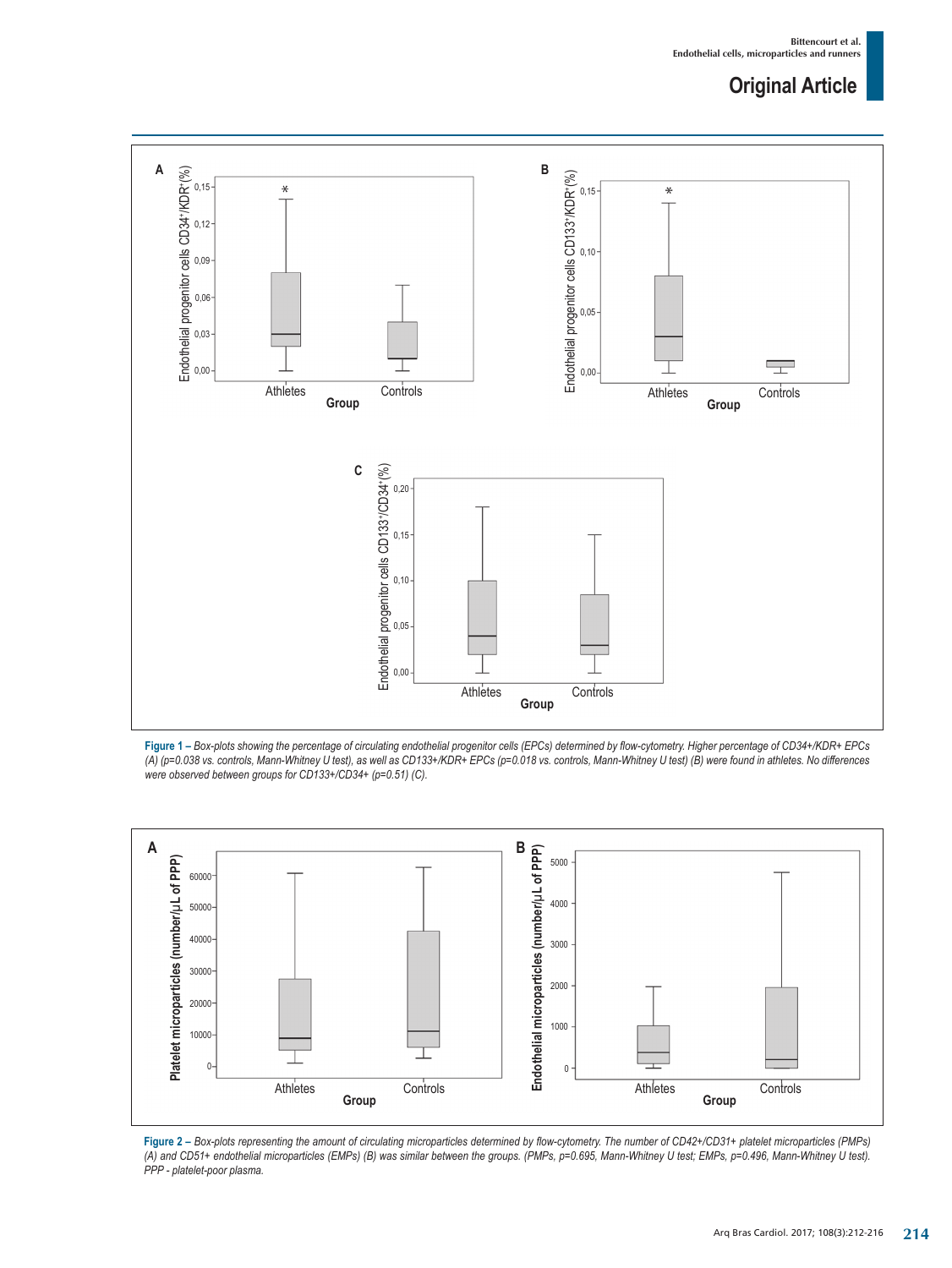**Figure 1** – *Box-plots showing the percentage of circulating endothelial progenitor cells (EPCs) determined by flow-cytometry. Higher percentage of CD34+/KDR+ EPCs (A) (p=0.038 vs. controls, Mann-Whitney U test), as well as CD133+/KDR+ EPCs (p=0.018 vs. controls, Mann-Whitney U test) (B) were found in athletes. No differences were observed between groups for CD133+/CD34+ (p=0.51) (C).*

**Figure 2** – *Box-plots representing the amount of circulating microparticles determined by flow-cytometry. The number of CD42+/CD31+ platelet microparticles (PMPs) (A) and CD51+ endothelial microparticles (EMPs) (B) was similar between the groups. (PMPs, p=0.695, Mann-Whitney U test; EMPs, p=0.496, Mann-Whitney U test). PPP - platelet-poor plasma.*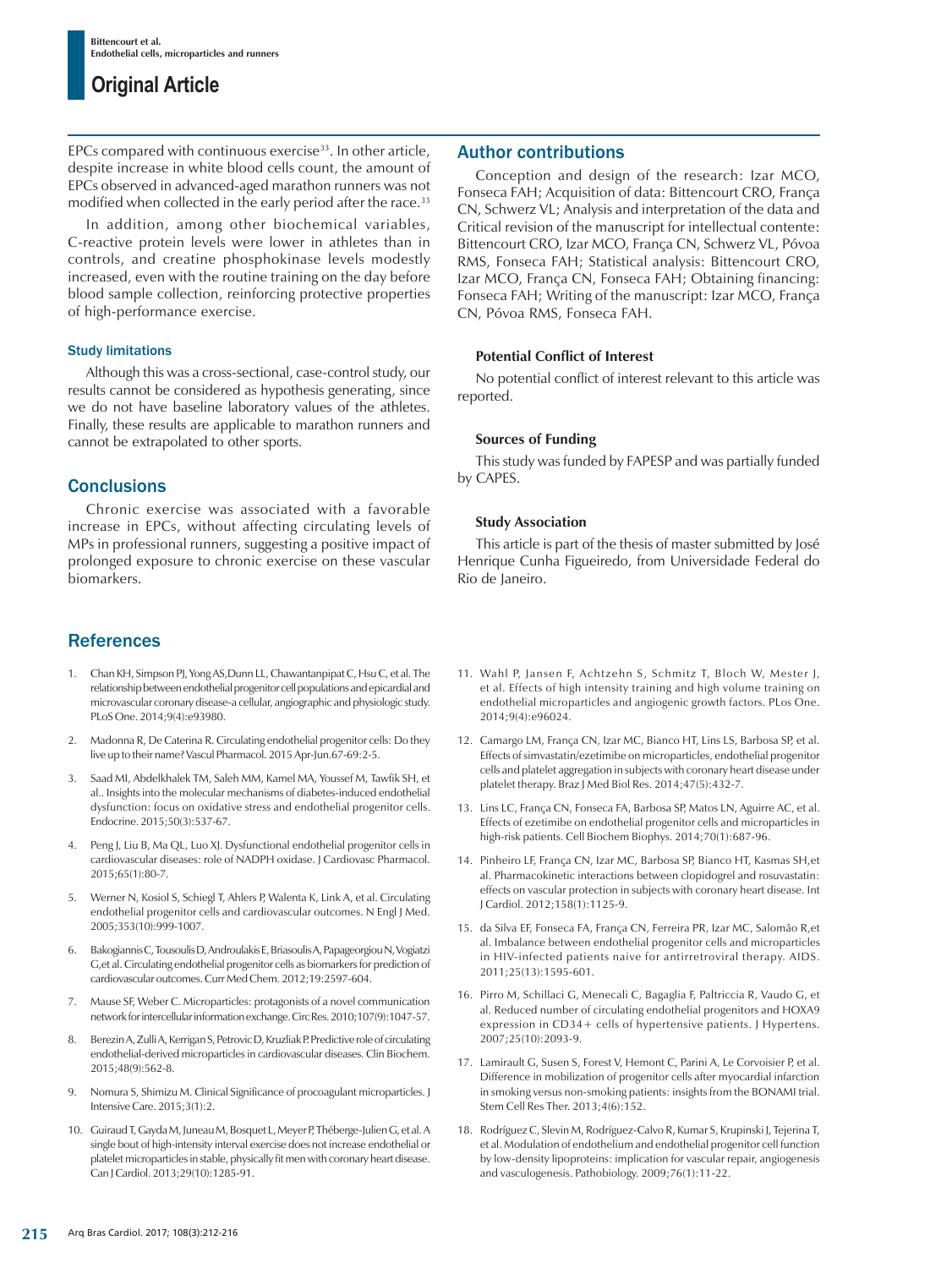EPCs compared with continuous exercise[33]. In other article, despite increase in white blood cells count, the amount of EPCs observed in advanced-aged marathon runners was not modified when collected in the early period after the race.[33]

In addition, among other biochemical variables, C-reactive protein levels were lower in athletes than in controls, and creatine phosphokinase levels modestly increased, even with the routine training on the day before blood sample collection, reinforcing protective properties of high-performance exercise.

### Study limitations

Although this was a cross-sectional, case-control study, our results cannot be considered as hypothesis generating, since we do not have baseline laboratory values of the athletes. Finally, these results are applicable to marathon runners and cannot be extrapolated to other sports.

## Conclusions

Chronic exercise was associated with a favorable increase in EPCs, without affecting circulating levels of MPs in professional runners, suggesting a positive impact of prolonged exposure to chronic exercise on these vascular biomarkers.

## Author contributions

Conception and design of the research: Izar MCO, Fonseca FAH; Acquisition of data: Bittencourt CRO, França CN, Schwerz VL; Analysis and interpretation of the data and Critical revision of the manuscript for intellectual contente: Bittencourt CRO, Izar MCO, França CN, Schwerz VL, Póvoa RMS, Fonseca FAH; Statistical analysis: Bittencourt CRO, Izar MCO, França CN, Fonseca FAH; Obtaining financing: Fonseca FAH; Writing of the manuscript: Izar MCO, França CN, Póvoa RMS, Fonseca FAH.

### Potential Conflict of Interest

No potential conflict of interest relevant to this article was reported.

### Sources of Funding

This study was funded by FAPESP and was partially funded by CAPES.

### Study Association

This article is part of the thesis of master submitted by José Henrique Cunha Figueiredo, from Universidade Federal do Rio de Janeiro.

## References

1. Chan KH, Simpson PJ, Yong AS, Dunn LL, Chawantanpipat C, Hsu C, et al. The relationship between endothelial progenitor cell populations and epicardial and microvascular coronary disease-a cellular, angiographic and physiologic study. PLoS One. 2014;9(4):e93980.
2. Madonna R, De Caterina R. Circulating endothelial progenitor cells: Do they live up to their name? Vascul Pharmacol. 2015 Apr-Jun.67-69:2-5.
3. Saad MI, Abdelkhalek TM, Saleh MM, Kamel MA, Youssef M, Tawfik SH, et al.. Insights into the molecular mechanisms of diabetes-induced endothelial dysfunction: focus on oxidative stress and endothelial progenitor cells. Endocrine. 2015;50(3):537-67.
4. Peng J, Liu B, Ma QL, Luo XJ. Dysfunctional endothelial progenitor cells in cardiovascular diseases: role of NADPH oxidase. J Cardiovasc Pharmacol. 2015;65(1):80-7.
5. Werner N, Kosiol S, Schiegl T, Ahlers P, Walenta K, Link A, et al. Circulating endothelial progenitor cells and cardiovascular outcomes. N Engl J Med. 2005;353(10):999-1007.
6. Bakogiannis C, Tousoulis D, Androulakis E, Briasoulis A, Papageorgiou N, Vogiatzi G,et al. Circulating endothelial progenitor cells as biomarkers for prediction of cardiovascular outcomes. Curr Med Chem. 2012;19:2597-604.
7. Mause SF, Weber C. Microparticles: protagonists of a novel communication network for intercellular information exchange. Circ Res. 2010;107(9):1047-57.
8. Berezin A, Zulli A, Kerrigan S, Petrovic D, Kruzliak P. Predictive role of circulating endothelial-derived microparticles in cardiovascular diseases. Clin Biochem. 2015;48(9):562-8.
9. Nomura S, Shimizu M. Clinical Significance of procoagulant microparticles. J Intensive Care. 2015;3(1):2.
10. Guiraud T, Gayda M, Juneau M, Bosquet L, Meyer P, Théberge-Julien G, et al. A single bout of high-intensity interval exercise does not increase endothelial or platelet microparticles in stable, physically fit men with coronary heart disease. Can J Cardiol. 2013;29(10):1285-91.
11. Wahl P, Jansen F, Achtzehn S, Schmitz T, Bloch W, Mester J, et al. Effects of high intensity training and high volume training on endothelial microparticles and angiogenic growth factors. PLos One. 2014;9(4):e96024.
12. Camargo LM, França CN, Izar MC, Bianco HT, Lins LS, Barbosa SP, et al. Effects of simvastatin/ezetimibe on microparticles, endothelial progenitor cells and platelet aggregation in subjects with coronary heart disease under platelet therapy. Braz J Med Biol Res. 2014;47(5):432-7.
13. Lins LC, França CN, Fonseca FA, Barbosa SP, Matos LN, Aguirre AC, et al. Effects of ezetimibe on endothelial progenitor cells and microparticles in high-risk patients. Cell Biochem Biophys. 2014;70(1):687-96.
14. Pinheiro LF, França CN, Izar MC, Barbosa SP, Bianco HT, Kasmas SH,et al. Pharmacokinetic interactions between clopidogrel and rosuvastatin: effects on vascular protection in subjects with coronary heart disease. Int J Cardiol. 2012;158(1):1125-9.
15. da Silva EF, Fonseca FA, França CN, Ferreira PR, Izar MC, Salomão R,et al. Imbalance between endothelial progenitor cells and microparticles in HIV-infected patients naive for antirretroviral therapy. AIDS. 2011;25(13):1595-601.
16. Pirro M, Schillaci G, Menecali C, Bagaglia F, Paltriccia R, Vaudo G, et al. Reduced number of circulating endothelial progenitors and HOXA9 expression in CD34+ cells of hypertensive patients. J Hypertens. 2007;25(10):2093-9.
17. Lamirault G, Susen S, Forest V, Hemont C, Parini A, Le Corvoisier P, et al. Difference in mobilization of progenitor cells after myocardial infarction in smoking versus non-smoking patients: insights from the BONAMI trial. Stem Cell Res Ther. 2013;4(6):152.
18. Rodríguez C, Slevin M, Rodríguez-Calvo R, Kumar S, Krupinski J, Tejerina T, et al. Modulation of endothelium and endothelial progenitor cell function by low-density lipoproteins: implication for vascular repair, angiogenesis and vasculogenesis. Pathobiology. 2009;76(1):11-22.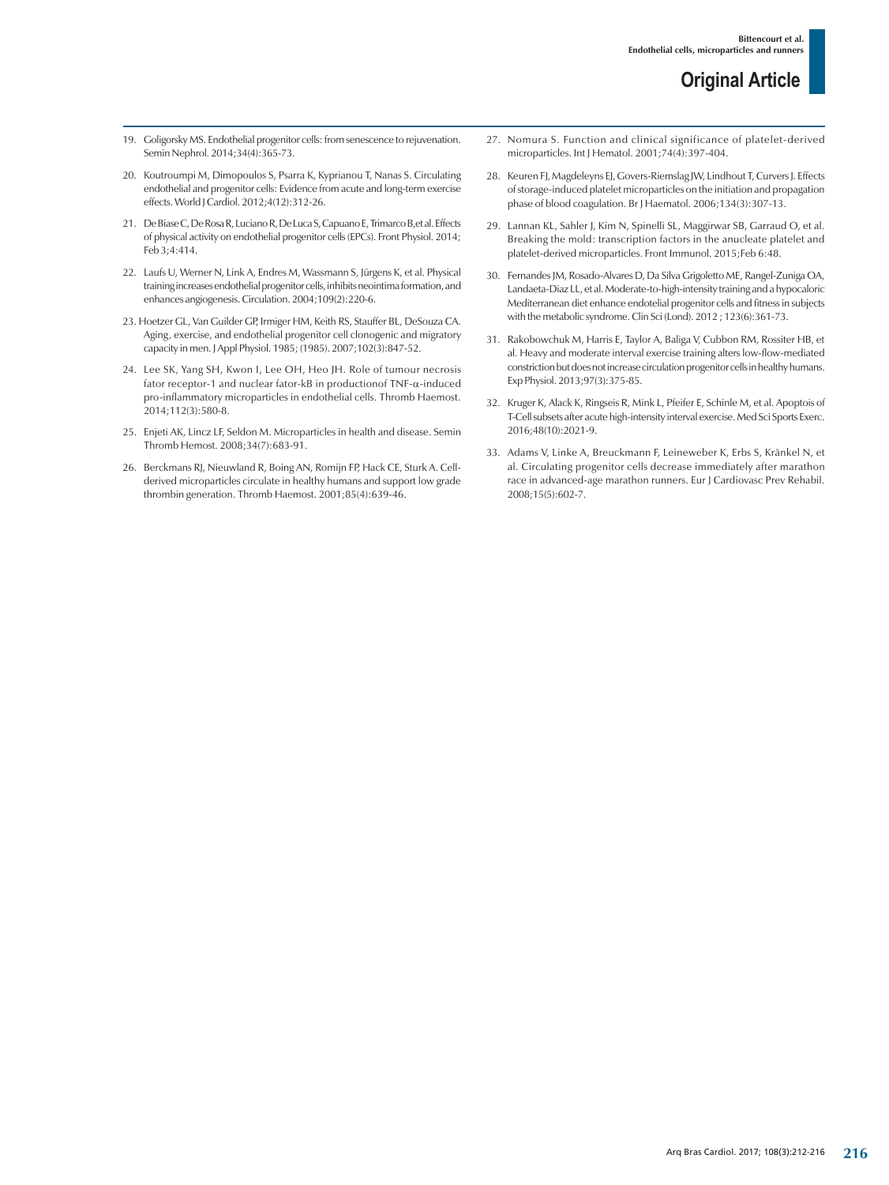19. Goligorsky MS. Endothelial progenitor cells: from senescence to rejuvenation. Semin Nephrol. 2014;34(4):365-73.

20. Koutroumpi M, Dimopoulos S, Psarra K, Kyprianou T, Nanas S. Circulating endothelial and progenitor cells: Evidence from acute and long-term exercise effects. World J Cardiol. 2012;4(12):312-26.

21. De Biase C, De Rosa R, Luciano R, De Luca S, Capuano E, Trimarco B,et al. Effects of physical activity on endothelial progenitor cells (EPCs). Front Physiol. 2014; Feb 3;4:414.

22. Laufs U, Werner N, Link A, Endres M, Wassmann S, Jürgens K, et al. Physical training increases endothelial progenitor cells, inhibits neointima formation, and enhances angiogenesis. Circulation. 2004;109(2):220-6.

23. Hoetzer GL, Van Guilder GP, Irmiger HM, Keith RS, Stauffer BL, DeSouza CA. Aging, exercise, and endothelial progenitor cell clonogenic and migratory capacity in men. J Appl Physiol. 1985; (1985). 2007;102(3):847-52.

24. Lee SK, Yang SH, Kwon I, Lee OH, Heo JH. Role of tumour necrosis fator receptor-1 and nuclear fator-kB in productionof TNF-α-induced pro-inflammatory microparticles in endothelial cells. Thromb Haemost. 2014;112(3):580-8.

25. Enjeti AK, Lincz LF, Seldon M. Microparticles in health and disease. Semin Thromb Hemost. 2008;34(7):683-91.

26. Berckmans RJ, Nieuwland R, Boing AN, Romijn FP, Hack CE, Sturk A. Cell-derived microparticles circulate in healthy humans and support low grade thrombin generation. Thromb Haemost. 2001;85(4):639-46.

27. Nomura S. Function and clinical significance of platelet-derived microparticles. Int J Hematol. 2001;74(4):397-404.

28. Keuren FJ, Magdeleyns EJ, Govers-Riemslag JW, Lindhout T, Curvers J. Effects of storage-induced platelet microparticles on the initiation and propagation phase of blood coagulation. Br J Haematol. 2006;134(3):307-13.

29. Lannan KL, Sahler J, Kim N, Spinelli SL, Maggirwar SB, Garraud O, et al. Breaking the mold: transcription factors in the anucleate platelet and platelet-derived microparticles. Front Immunol. 2015;Feb 6:48.

30. Fernandes JM, Rosado-Alvares D, Da Silva Grigoletto ME, Rangel-Zuniga OA, Landaeta-Diaz LL, et al. Moderate-to-high-intensity training and a hypocaloric Mediterranean diet enhance endotelial progenitor cells and fitness in subjects with the metabolic syndrome. Clin Sci (Lond). 2012 ; 123(6):361-73.

31. Rakobowchuk M, Harris E, Taylor A, Baliga V, Cubbon RM, Rossiter HB, et al. Heavy and moderate interval exercise training alters low-flow-mediated constriction but does not increase circulation progenitor cells in healthy humans. Exp Physiol. 2013;97(3):375-85.

32. Kruger K, Alack K, Ringseis R, Mink L, Pfeifer E, Schinle M, et al. Apoptois of T-Cell subsets after acute high-intensity interval exercise. Med Sci Sports Exerc. 2016;48(10):2021-9.

33. Adams V, Linke A, Breuckmann F, Leineweber K, Erbs S, Kränkel N, et al. Circulating progenitor cells decrease immediately after marathon race in advanced-age marathon runners. Eur J Cardiovasc Prev Rehabil. 2008;15(5):602-7.